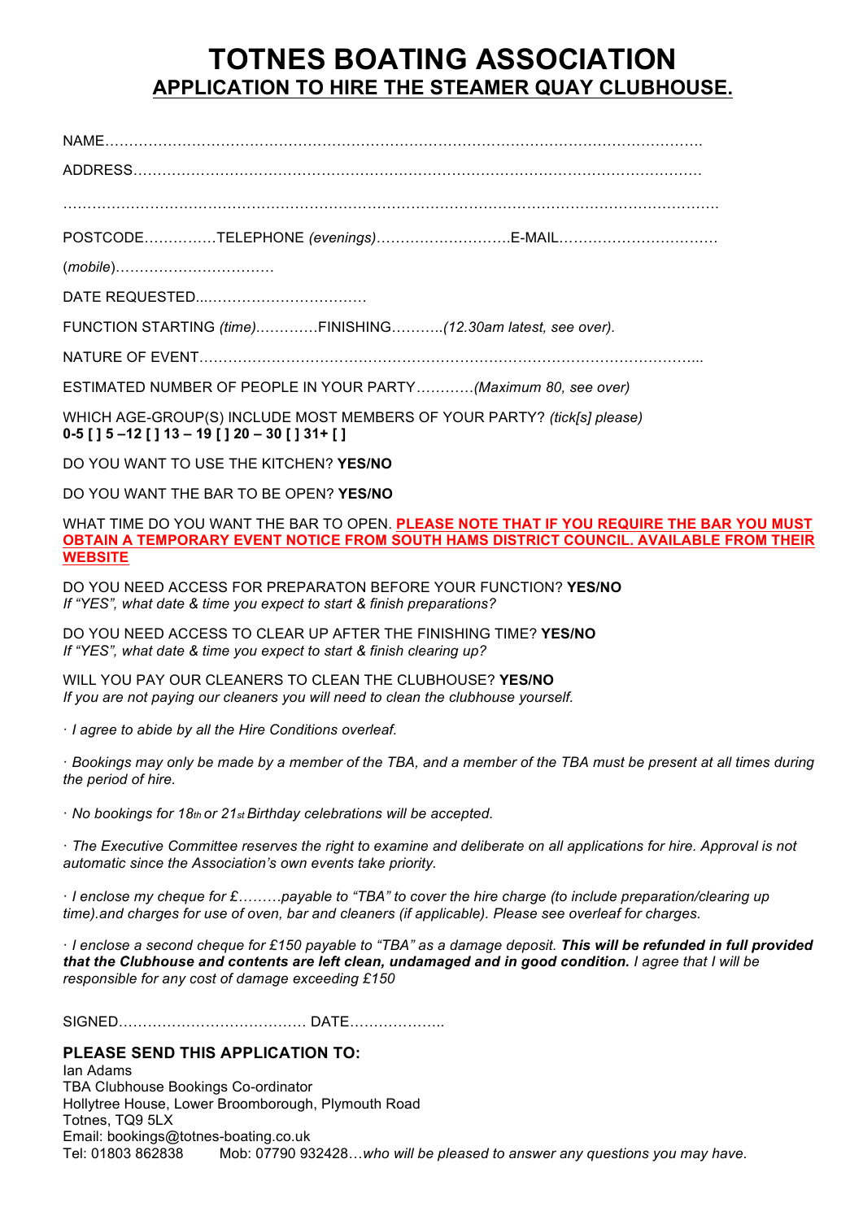# TOTNES BOATING ASSOCIATION

## APPLICATION TO HIRE THE STEAMER QUAY CLUBHOUSE.

NAME……………………………………………………………………………………………………………

ADDRESS………………………………………………………………………………………………………

……………………………………………………………………………………………………………………

POSTCODE……………TELEPHONE *(evenings)*……………………….E-MAIL……………………………

(*mobile*)……………………………

DATE REQUESTED...……………………………

FUNCTION STARTING *(time)*…………FINISHING………..*(12.30am latest, see over).*

NATURE OF EVENT…………………………………………………………………………………………...

ESTIMATED NUMBER OF PEOPLE IN YOUR PARTY*…………(Maximum 80, see over)*

WHICH AGE-GROUP(S) INCLUDE MOST MEMBERS OF YOUR PARTY? *(tick[s] please)*
**0-5 [ ] 5 –12 [ ] 13 – 19 [ ] 20 – 30 [ ] 31+ [ ]**

DO YOU WANT TO USE THE KITCHEN? **YES/NO**

DO YOU WANT THE BAR TO BE OPEN? **YES/NO**

WHAT TIME DO YOU WANT THE BAR TO OPEN. **PLEASE NOTE THAT IF YOU REQUIRE THE BAR YOU MUST OBTAIN A TEMPORARY EVENT NOTICE FROM SOUTH HAMS DISTRICT COUNCIL. AVAILABLE FROM THEIR WEBSITE**

DO YOU NEED ACCESS FOR PREPARATON BEFORE YOUR FUNCTION? **YES/NO**
*If "YES", what date & time you expect to start & finish preparations?*

DO YOU NEED ACCESS TO CLEAR UP AFTER THE FINISHING TIME? **YES/NO**
*If "YES", what date & time you expect to start & finish clearing up?*

WILL YOU PAY OUR CLEANERS TO CLEAN THE CLUBHOUSE? **YES/NO**
*If you are not paying our cleaners you will need to clean the clubhouse yourself.*

· *I agree to abide by all the Hire Conditions overleaf.*

· *Bookings may only be made by a member of the TBA, and a member of the TBA must be present at all times during the period of hire.*

· *No bookings for 18th or 21st Birthday celebrations will be accepted.*

· *The Executive Committee reserves the right to examine and deliberate on all applications for hire. Approval is not automatic since the Association's own events take priority.*

· *I enclose my cheque for £………payable to "TBA" to cover the hire charge (to include preparation/clearing up time).and charges for use of oven, bar and cleaners (if applicable). Please see overleaf for charges.*

· *I enclose a second cheque for £150 payable to "TBA" as a damage deposit.* ***This will be refunded in full provided that the Clubhouse and contents are left clean, undamaged and in good condition.*** *I agree that I will be responsible for any cost of damage exceeding £150*

SIGNED………………………………… DATE………………..

**PLEASE SEND THIS APPLICATION TO:**
Ian Adams
TBA Clubhouse Bookings Co-ordinator
Hollytree House, Lower Broomborough, Plymouth Road
Totnes, TQ9 5LX
Email: bookings@totnes-boating.co.uk
Tel: 01803 862838 Mob: 07790 932428…*who will be pleased to answer any questions you may have.*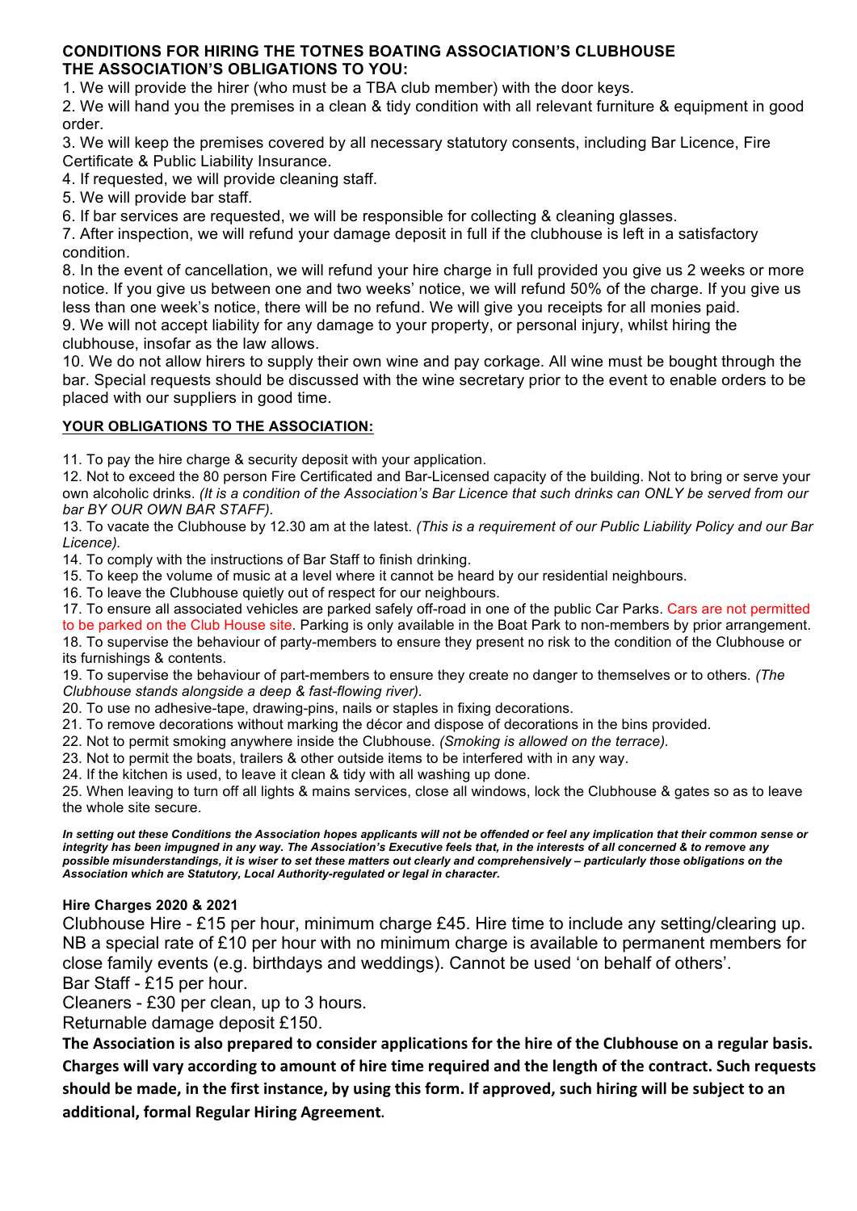**CONDITIONS FOR HIRING THE TOTNES BOATING ASSOCIATION'S CLUBHOUSE**
**THE ASSOCIATION'S OBLIGATIONS TO YOU:**

1. We will provide the hirer (who must be a TBA club member) with the door keys.
2. We will hand you the premises in a clean & tidy condition with all relevant furniture & equipment in good order.
3. We will keep the premises covered by all necessary statutory consents, including Bar Licence, Fire Certificate & Public Liability Insurance.
4. If requested, we will provide cleaning staff.
5. We will provide bar staff.
6. If bar services are requested, we will be responsible for collecting & cleaning glasses.
7. After inspection, we will refund your damage deposit in full if the clubhouse is left in a satisfactory condition.
8. In the event of cancellation, we will refund your hire charge in full provided you give us 2 weeks or more notice. If you give us between one and two weeks' notice, we will refund 50% of the charge. If you give us less than one week's notice, there will be no refund. We will give you receipts for all monies paid.
9. We will not accept liability for any damage to your property, or personal injury, whilst hiring the clubhouse, insofar as the law allows.
10. We do not allow hirers to supply their own wine and pay corkage. All wine must be bought through the bar. Special requests should be discussed with the wine secretary prior to the event to enable orders to be placed with our suppliers in good time.

**YOUR OBLIGATIONS TO THE ASSOCIATION:**

11. To pay the hire charge & security deposit with your application.
12. Not to exceed the 80 person Fire Certificated and Bar-Licensed capacity of the building. Not to bring or serve your own alcoholic drinks. *(It is a condition of the Association's Bar Licence that such drinks can ONLY be served from our bar BY OUR OWN BAR STAFF).*
13. To vacate the Clubhouse by 12.30 am at the latest. *(This is a requirement of our Public Liability Policy and our Bar Licence).*
14. To comply with the instructions of Bar Staff to finish drinking.
15. To keep the volume of music at a level where it cannot be heard by our residential neighbours.
16. To leave the Clubhouse quietly out of respect for our neighbours.
17. To ensure all associated vehicles are parked safely off-road in one of the public Car Parks. Cars are not permitted to be parked on the Club House site. Parking is only available in the Boat Park to non-members by prior arrangement.
18. To supervise the behaviour of party-members to ensure they present no risk to the condition of the Clubhouse or its furnishings & contents.
19. To supervise the behaviour of part-members to ensure they create no danger to themselves or to others. *(The Clubhouse stands alongside a deep & fast-flowing river).*
20. To use no adhesive-tape, drawing-pins, nails or staples in fixing decorations.
21. To remove decorations without marking the décor and dispose of decorations in the bins provided.
22. Not to permit smoking anywhere inside the Clubhouse. *(Smoking is allowed on the terrace).*
23. Not to permit the boats, trailers & other outside items to be interfered with in any way.
24. If the kitchen is used, to leave it clean & tidy with all washing up done.
25. When leaving to turn off all lights & mains services, close all windows, lock the Clubhouse & gates so as to leave the whole site secure.

***In setting out these Conditions the Association hopes applicants will not be offended or feel any implication that their common sense or integrity has been impugned in any way. The Association's Executive feels that, in the interests of all concerned & to remove any possible misunderstandings, it is wiser to set these matters out clearly and comprehensively – particularly those obligations on the Association which are Statutory, Local Authority-regulated or legal in character.***

**Hire Charges 2020 & 2021**

Clubhouse Hire - £15 per hour, minimum charge £45. Hire time to include any setting/clearing up. NB a special rate of £10 per hour with no minimum charge is available to permanent members for close family events (e.g. birthdays and weddings). Cannot be used 'on behalf of others'.

Bar Staff - £15 per hour.

Cleaners - £30 per clean, up to 3 hours.

Returnable damage deposit £150.

**The Association is also prepared to consider applications for the hire of the Clubhouse on a regular basis. Charges will vary according to amount of hire time required and the length of the contract. Such requests should be made, in the first instance, by using this form. If approved, such hiring will be subject to an additional, formal Regular Hiring Agreement.**